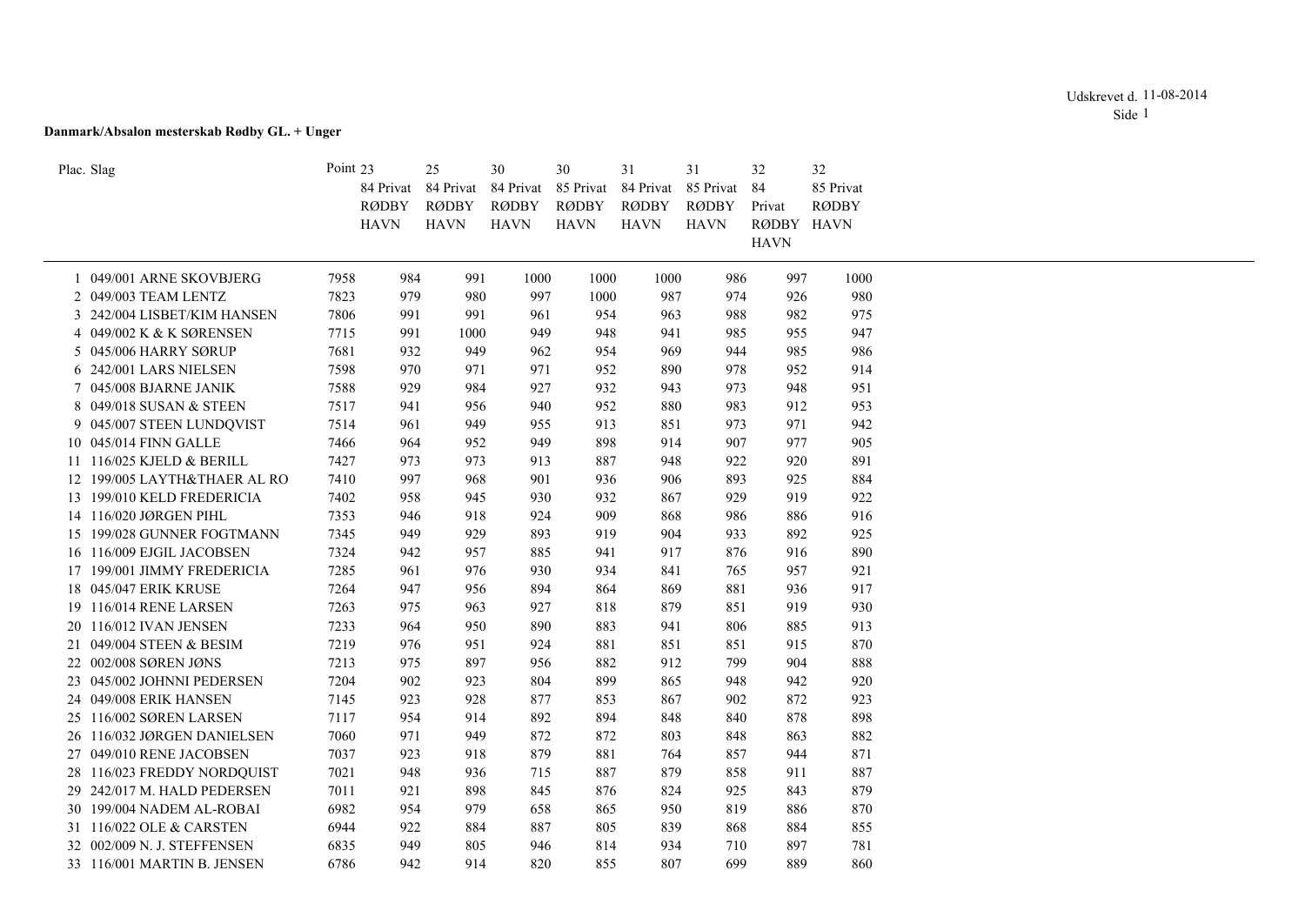Udskrevet d. 11-08-2014

**Danmark/Absalon mesterskab Rødby GL. + Unger**

| Plac. | Slag | Point | 23 84 Privat RØDBY HAVN | 25 84 Privat RØDBY HAVN | 30 84 Privat RØDBY HAVN | 30 85 Privat RØDBY HAVN | 31 84 Privat RØDBY HAVN | 31 85 Privat RØDBY HAVN | 32 84 Privat RØDBY HAVN | 32 85 Privat RØDBY HAVN |
|---|---|---|---|---|---|---|---|---|---|---|
| 1 | 049/001 ARNE SKOVBJERG | 7958 | 984 | 991 | 1000 | 1000 | 1000 | 986 | 997 | 1000 |
| 2 | 049/003 TEAM LENTZ | 7823 | 979 | 980 | 997 | 1000 | 987 | 974 | 926 | 980 |
| 3 | 242/004 LISBET/KIM HANSEN | 7806 | 991 | 991 | 961 | 954 | 963 | 988 | 982 | 975 |
| 4 | 049/002 K & K SØRENSEN | 7715 | 991 | 1000 | 949 | 948 | 941 | 985 | 955 | 947 |
| 5 | 045/006 HARRY SØRUP | 7681 | 932 | 949 | 962 | 954 | 969 | 944 | 985 | 986 |
| 6 | 242/001 LARS NIELSEN | 7598 | 970 | 971 | 971 | 952 | 890 | 978 | 952 | 914 |
| 7 | 045/008 BJARNE JANIK | 7588 | 929 | 984 | 927 | 932 | 943 | 973 | 948 | 951 |
| 8 | 049/018 SUSAN & STEEN | 7517 | 941 | 956 | 940 | 952 | 880 | 983 | 912 | 953 |
| 9 | 045/007 STEEN LUNDQVIST | 7514 | 961 | 949 | 955 | 913 | 851 | 973 | 971 | 942 |
| 10 | 045/014 FINN GALLE | 7466 | 964 | 952 | 949 | 898 | 914 | 907 | 977 | 905 |
| 11 | 116/025 KJELD & BERILL | 7427 | 973 | 973 | 913 | 887 | 948 | 922 | 920 | 891 |
| 12 | 199/005 LAYTH&THAER AL RO | 7410 | 997 | 968 | 901 | 936 | 906 | 893 | 925 | 884 |
| 13 | 199/010 KELD FREDERICIA | 7402 | 958 | 945 | 930 | 932 | 867 | 929 | 919 | 922 |
| 14 | 116/020 JØRGEN PIHL | 7353 | 946 | 918 | 924 | 909 | 868 | 986 | 886 | 916 |
| 15 | 199/028 GUNNER FOGTMANN | 7345 | 949 | 929 | 893 | 919 | 904 | 933 | 892 | 925 |
| 16 | 116/009 EJGIL JACOBSEN | 7324 | 942 | 957 | 885 | 941 | 917 | 876 | 916 | 890 |
| 17 | 199/001 JIMMY FREDERICIA | 7285 | 961 | 976 | 930 | 934 | 841 | 765 | 957 | 921 |
| 18 | 045/047 ERIK KRUSE | 7264 | 947 | 956 | 894 | 864 | 869 | 881 | 936 | 917 |
| 19 | 116/014 RENE LARSEN | 7263 | 975 | 963 | 927 | 818 | 879 | 851 | 919 | 930 |
| 20 | 116/012 IVAN JENSEN | 7233 | 964 | 950 | 890 | 883 | 941 | 806 | 885 | 913 |
| 21 | 049/004 STEEN & BESIM | 7219 | 976 | 951 | 924 | 881 | 851 | 851 | 915 | 870 |
| 22 | 002/008 SØREN JØNS | 7213 | 975 | 897 | 956 | 882 | 912 | 799 | 904 | 888 |
| 23 | 045/002 JOHNNI PEDERSEN | 7204 | 902 | 923 | 804 | 899 | 865 | 948 | 942 | 920 |
| 24 | 049/008 ERIK HANSEN | 7145 | 923 | 928 | 877 | 853 | 867 | 902 | 872 | 923 |
| 25 | 116/002 SØREN LARSEN | 7117 | 954 | 914 | 892 | 894 | 848 | 840 | 878 | 898 |
| 26 | 116/032 JØRGEN DANIELSEN | 7060 | 971 | 949 | 872 | 872 | 803 | 848 | 863 | 882 |
| 27 | 049/010 RENE JACOBSEN | 7037 | 923 | 918 | 879 | 881 | 764 | 857 | 944 | 871 |
| 28 | 116/023 FREDDY NORDQUIST | 7021 | 948 | 936 | 715 | 887 | 879 | 858 | 911 | 887 |
| 29 | 242/017 M. HALD PEDERSEN | 7011 | 921 | 898 | 845 | 876 | 824 | 925 | 843 | 879 |
| 30 | 199/004 NADEM AL-ROBAI | 6982 | 954 | 979 | 658 | 865 | 950 | 819 | 886 | 870 |
| 31 | 116/022 OLE & CARSTEN | 6944 | 922 | 884 | 887 | 805 | 839 | 868 | 884 | 855 |
| 32 | 002/009 N. J. STEFFENSEN | 6835 | 949 | 805 | 946 | 814 | 934 | 710 | 897 | 781 |
| 33 | 116/001 MARTIN B. JENSEN | 6786 | 942 | 914 | 820 | 855 | 807 | 699 | 889 | 860 |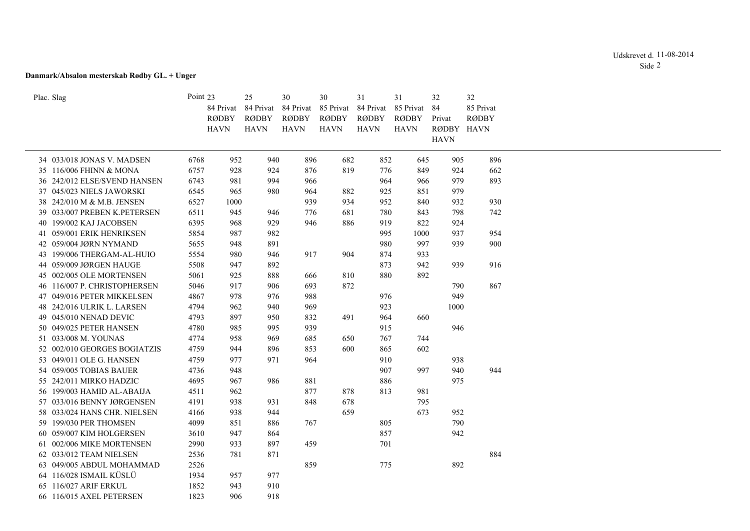**Danmark/Absalon mesterskab Rødby GL. + Unger**

| Plac. | Slag | Point | 23 84 Privat RØDBY HAVN | 25 84 Privat RØDBY HAVN | 30 84 Privat RØDBY HAVN | 30 85 Privat RØDBY HAVN | 31 84 Privat RØDBY HAVN | 31 85 Privat RØDBY HAVN | 32 84 Privat RØDBY HAVN | 32 85 Privat RØDBY HAVN |
|---|---|---|---|---|---|---|---|---|---|---|
| 34 | 033/018 JONAS V. MADSEN | 6768 | 952 | 940 | 896 | 682 | 852 | 645 | 905 | 896 |
| 35 | 116/006 FHINN & MONA | 6757 | 928 | 924 | 876 | 819 | 776 | 849 | 924 | 662 |
| 36 | 242/012 ELSE/SVEND HANSEN | 6743 | 981 | 994 | 966 | | 964 | 966 | 979 | 893 |
| 37 | 045/023 NIELS JAWORSKI | 6545 | 965 | 980 | 964 | 882 | 925 | 851 | 979 | |
| 38 | 242/010 M & M.B. JENSEN | 6527 | 1000 | | 939 | 934 | 952 | 840 | 932 | 930 |
| 39 | 033/007 PREBEN K.PETERSEN | 6511 | 945 | 946 | 776 | 681 | 780 | 843 | 798 | 742 |
| 40 | 199/002 KAJ JACOBSEN | 6395 | 968 | 929 | 946 | 886 | 919 | 822 | 924 | |
| 41 | 059/001 ERIK HENRIKSEN | 5854 | 987 | 982 | | | 995 | 1000 | 937 | 954 |
| 42 | 059/004 JØRN NYMAND | 5655 | 948 | 891 | | | 980 | 997 | 939 | 900 |
| 43 | 199/006 THERGAM-AL-HUIO | 5554 | 980 | 946 | 917 | 904 | 874 | 933 | | |
| 44 | 059/009 JØRGEN HAUGE | 5508 | 947 | 892 | | | 873 | 942 | 939 | 916 |
| 45 | 002/005 OLE MORTENSEN | 5061 | 925 | 888 | 666 | 810 | 880 | 892 | | |
| 46 | 116/007 P. CHRISTOPHERSEN | 5046 | 917 | 906 | 693 | 872 | | | 790 | 867 |
| 47 | 049/016 PETER MIKKELSEN | 4867 | 978 | 976 | 988 | | 976 | | 949 | |
| 48 | 242/016 ULRIK L. LARSEN | 4794 | 962 | 940 | 969 | | 923 | | 1000 | |
| 49 | 045/010 NENAD DEVIC | 4793 | 897 | 950 | 832 | 491 | 964 | 660 | | |
| 50 | 049/025 PETER HANSEN | 4780 | 985 | 995 | 939 | | 915 | | 946 | |
| 51 | 033/008 M. YOUNAS | 4774 | 958 | 969 | 685 | 650 | 767 | 744 | | |
| 52 | 002/010 GEORGES BOGIATZIS | 4759 | 944 | 896 | 853 | 600 | 865 | 602 | | |
| 53 | 049/011 OLE G. HANSEN | 4759 | 977 | 971 | 964 | | 910 | | 938 | |
| 54 | 059/005 TOBIAS BAUER | 4736 | 948 | | | | 907 | 997 | 940 | 944 |
| 55 | 242/011 MIRKO HADZIC | 4695 | 967 | 986 | 881 | | 886 | | 975 | |
| 56 | 199/003 HAMID AL-ABAIJA | 4511 | 962 | | 877 | 878 | 813 | 981 | | |
| 57 | 033/016 BENNY JØRGENSEN | 4191 | 938 | 931 | 848 | 678 | | 795 | | |
| 58 | 033/024 HANS CHR. NIELSEN | 4166 | 938 | 944 | | 659 | | 673 | 952 | |
| 59 | 199/030 PER THOMSEN | 4099 | 851 | 886 | 767 | | 805 | | 790 | |
| 60 | 059/007 KIM HOLGERSEN | 3610 | 947 | 864 | | | 857 | | 942 | |
| 61 | 002/006 MIKE MORTENSEN | 2990 | 933 | 897 | 459 | | 701 | | | |
| 62 | 033/012 TEAM NIELSEN | 2536 | 781 | 871 | | | | | | 884 |
| 63 | 049/005 ABDUL MOHAMMAD | 2526 | | | 859 | | 775 | | 892 | |
| 64 | 116/028 ISMAIL KÜSLÜ | 1934 | 957 | 977 | | | | | | |
| 65 | 116/027 ARIF ERKUL | 1852 | 943 | 910 | | | | | | |
| 66 | 116/015 AXEL PETERSEN | 1823 | 906 | 918 | | | | | | |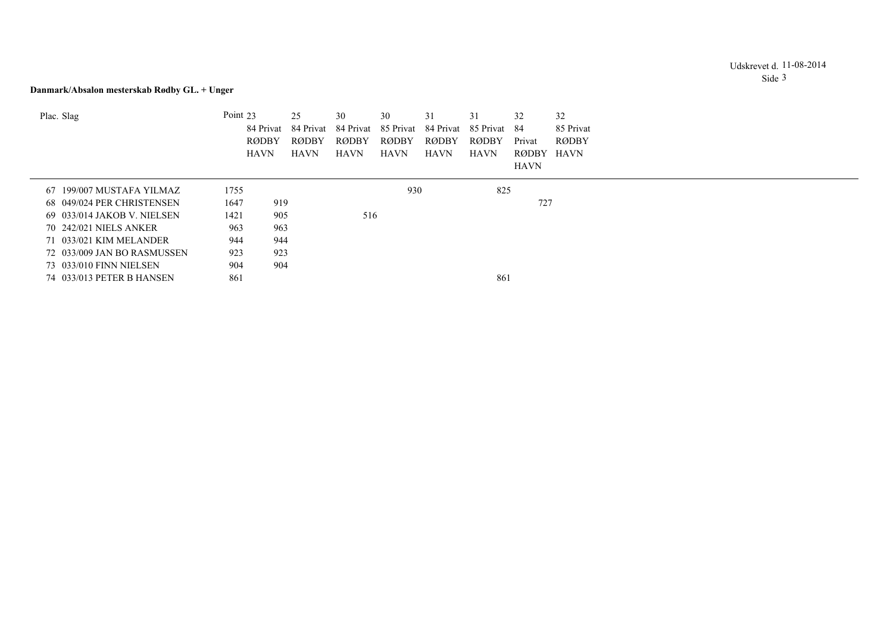**Danmark/Absalon mesterskab Rødby GL. + Unger**

| Plac. | Slag | Point | 23 84 Privat RØDBY HAVN | 25 84 Privat RØDBY HAVN | 30 84 Privat RØDBY HAVN | 30 85 Privat RØDBY HAVN | 31 84 Privat RØDBY HAVN | 31 85 Privat RØDBY HAVN | 32 84 Privat RØDBY HAVN | 32 85 Privat RØDBY HAVN |
|---|---|---|---|---|---|---|---|---|---|---|
| 67 | 199/007 MUSTAFA YILMAZ | 1755 | | | | 930 | | 825 | | |
| 68 | 049/024 PER CHRISTENSEN | 1647 | 919 | | | | | | 727 | |
| 69 | 033/014 JAKOB V. NIELSEN | 1421 | 905 | | 516 | | | | | |
| 70 | 242/021 NIELS ANKER | 963 | 963 | | | | | | | |
| 71 | 033/021 KIM MELANDER | 944 | 944 | | | | | | | |
| 72 | 033/009 JAN BO RASMUSSEN | 923 | 923 | | | | | | | |
| 73 | 033/010 FINN NIELSEN | 904 | 904 | | | | | | | |
| 74 | 033/013 PETER B HANSEN | 861 | | | | | | 861 | | |